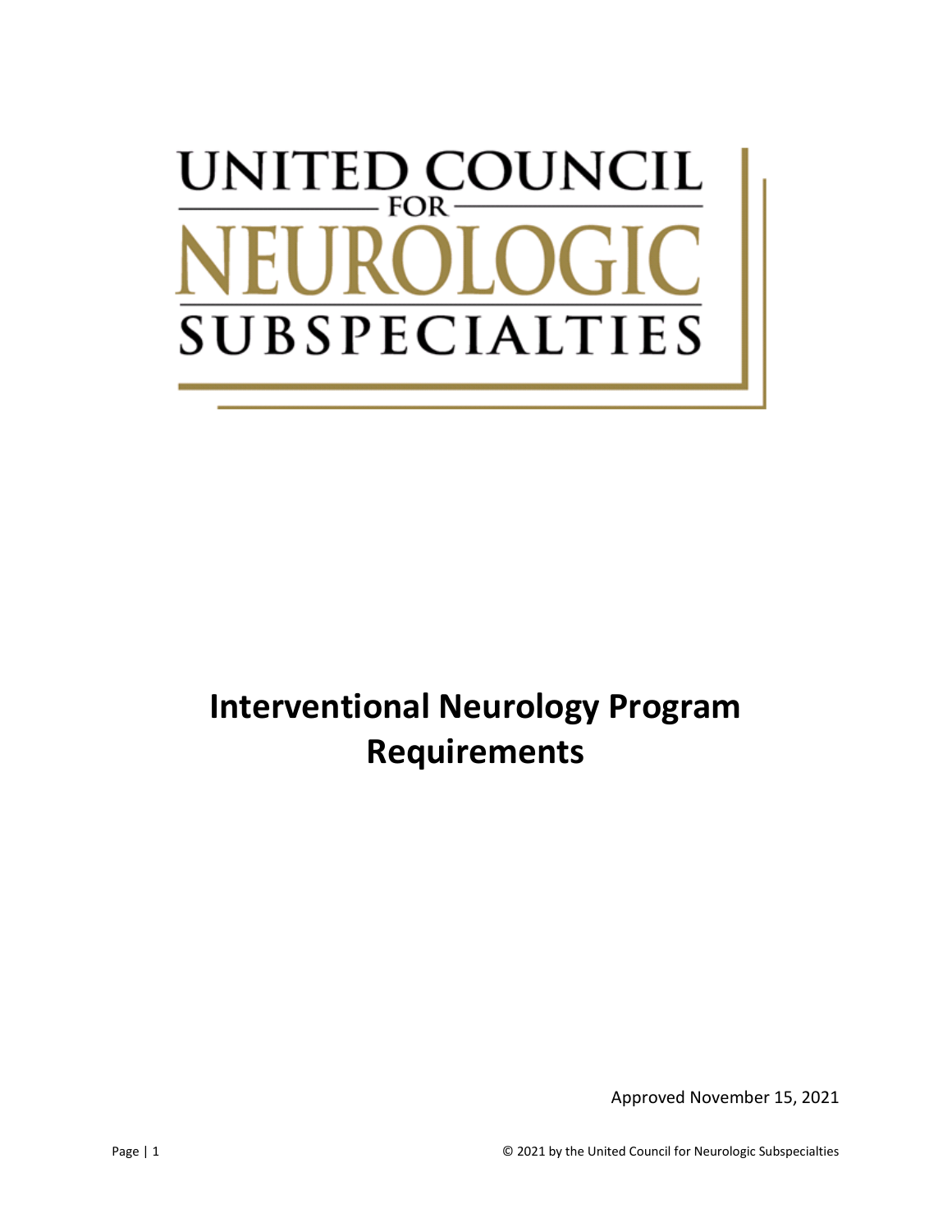UNITED COUNCIL FOR NEUROLOGIC SUBSPECIALTIES

# Interventional Neurology Program Requirements

Approved November 15, 2021

© 2021 by the United Council for Neurologic Subspecialties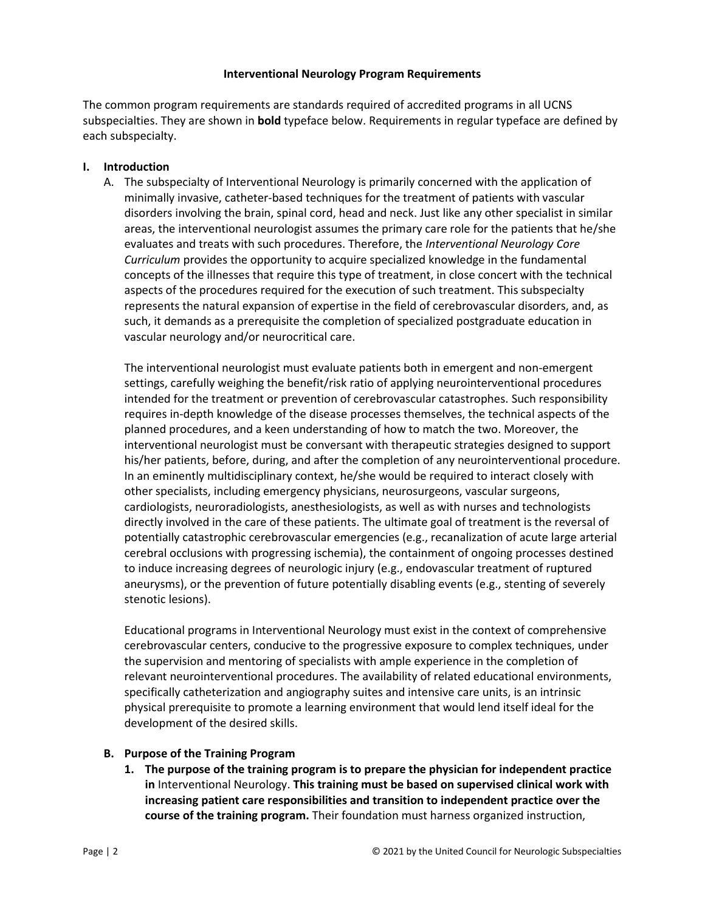**Interventional Neurology Program Requirements**

The common program requirements are standards required of accredited programs in all UCNS subspecialties. They are shown in **bold** typeface below. Requirements in regular typeface are defined by each subspecialty.

## I. Introduction

A. The subspecialty of Interventional Neurology is primarily concerned with the application of minimally invasive, catheter-based techniques for the treatment of patients with vascular disorders involving the brain, spinal cord, head and neck. Just like any other specialist in similar areas, the interventional neurologist assumes the primary care role for the patients that he/she evaluates and treats with such procedures. Therefore, the *Interventional Neurology Core Curriculum* provides the opportunity to acquire specialized knowledge in the fundamental concepts of the illnesses that require this type of treatment, in close concert with the technical aspects of the procedures required for the execution of such treatment. This subspecialty represents the natural expansion of expertise in the field of cerebrovascular disorders, and, as such, it demands as a prerequisite the completion of specialized postgraduate education in vascular neurology and/or neurocritical care.

The interventional neurologist must evaluate patients both in emergent and non-emergent settings, carefully weighing the benefit/risk ratio of applying neurointerventional procedures intended for the treatment or prevention of cerebrovascular catastrophes. Such responsibility requires in-depth knowledge of the disease processes themselves, the technical aspects of the planned procedures, and a keen understanding of how to match the two. Moreover, the interventional neurologist must be conversant with therapeutic strategies designed to support his/her patients, before, during, and after the completion of any neurointerventional procedure. In an eminently multidisciplinary context, he/she would be required to interact closely with other specialists, including emergency physicians, neurosurgeons, vascular surgeons, cardiologists, neuroradiologists, anesthesiologists, as well as with nurses and technologists directly involved in the care of these patients. The ultimate goal of treatment is the reversal of potentially catastrophic cerebrovascular emergencies (e.g., recanalization of acute large arterial cerebral occlusions with progressing ischemia), the containment of ongoing processes destined to induce increasing degrees of neurologic injury (e.g., endovascular treatment of ruptured aneurysms), or the prevention of future potentially disabling events (e.g., stenting of severely stenotic lesions).

Educational programs in Interventional Neurology must exist in the context of comprehensive cerebrovascular centers, conducive to the progressive exposure to complex techniques, under the supervision and mentoring of specialists with ample experience in the completion of relevant neurointerventional procedures. The availability of related educational environments, specifically catheterization and angiography suites and intensive care units, is an intrinsic physical prerequisite to promote a learning environment that would lend itself ideal for the development of the desired skills.

### B. Purpose of the Training Program

1. **The purpose of the training program is to prepare the physician for independent practice in** Interventional Neurology. **This training must be based on supervised clinical work with increasing patient care responsibilities and transition to independent practice over the course of the training program.** Their foundation must harness organized instruction,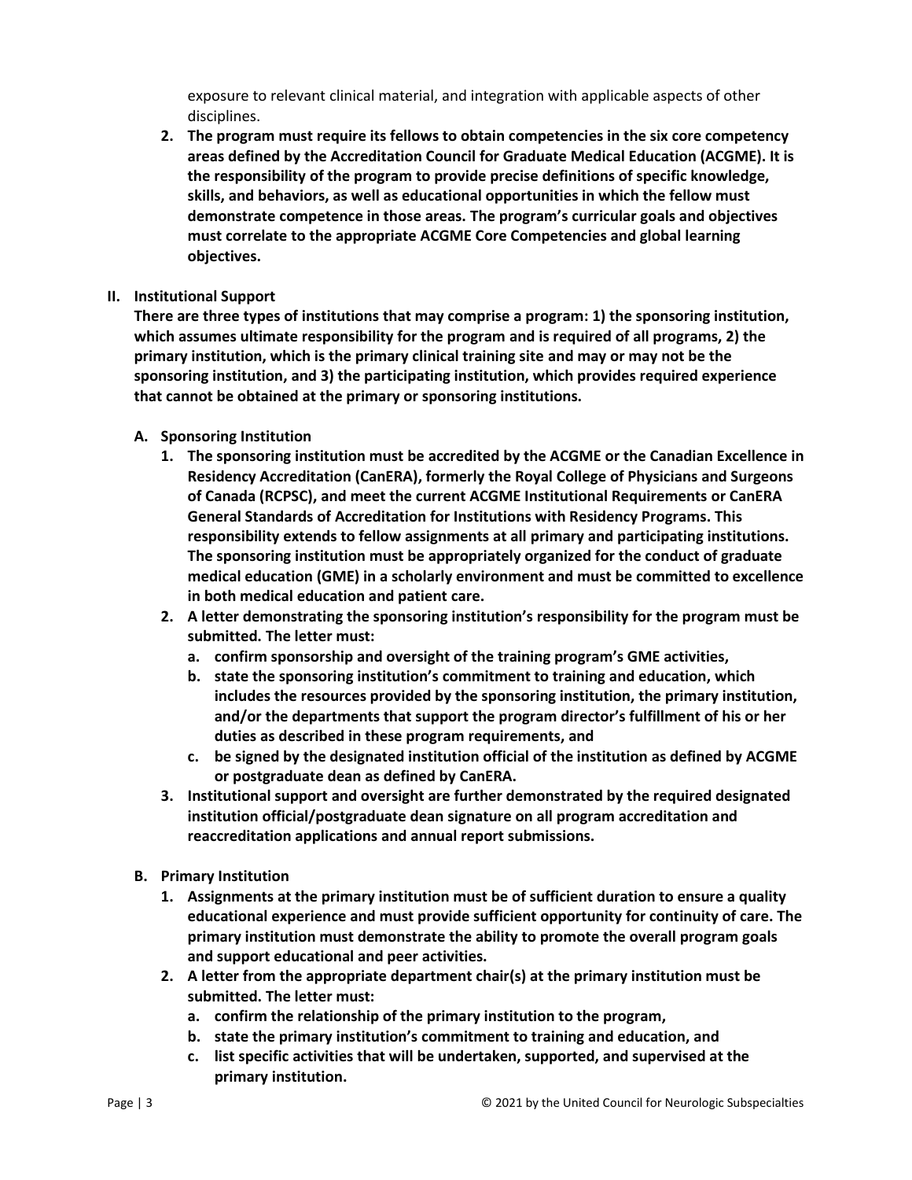exposure to relevant clinical material, and integration with applicable aspects of other disciplines.

2. **The program must require its fellows to obtain competencies in the six core competency areas defined by the Accreditation Council for Graduate Medical Education (ACGME). It is the responsibility of the program to provide precise definitions of specific knowledge, skills, and behaviors, as well as educational opportunities in which the fellow must demonstrate competence in those areas. The program's curricular goals and objectives must correlate to the appropriate ACGME Core Competencies and global learning objectives.**

## II. Institutional Support

**There are three types of institutions that may comprise a program: 1) the sponsoring institution, which assumes ultimate responsibility for the program and is required of all programs, 2) the primary institution, which is the primary clinical training site and may or may not be the sponsoring institution, and 3) the participating institution, which provides required experience that cannot be obtained at the primary or sponsoring institutions.**

### A. Sponsoring Institution

1. **The sponsoring institution must be accredited by the ACGME or the Canadian Excellence in Residency Accreditation (CanERA), formerly the Royal College of Physicians and Surgeons of Canada (RCPSC), and meet the current ACGME Institutional Requirements or CanERA General Standards of Accreditation for Institutions with Residency Programs. This responsibility extends to fellow assignments at all primary and participating institutions. The sponsoring institution must be appropriately organized for the conduct of graduate medical education (GME) in a scholarly environment and must be committed to excellence in both medical education and patient care.**
2. **A letter demonstrating the sponsoring institution's responsibility for the program must be submitted. The letter must:**
   a. **confirm sponsorship and oversight of the training program's GME activities,**
   b. **state the sponsoring institution's commitment to training and education, which includes the resources provided by the sponsoring institution, the primary institution, and/or the departments that support the program director's fulfillment of his or her duties as described in these program requirements, and**
   c. **be signed by the designated institution official of the institution as defined by ACGME or postgraduate dean as defined by CanERA.**
3. **Institutional support and oversight are further demonstrated by the required designated institution official/postgraduate dean signature on all program accreditation and reaccreditation applications and annual report submissions.**

### B. Primary Institution

1. **Assignments at the primary institution must be of sufficient duration to ensure a quality educational experience and must provide sufficient opportunity for continuity of care. The primary institution must demonstrate the ability to promote the overall program goals and support educational and peer activities.**
2. **A letter from the appropriate department chair(s) at the primary institution must be submitted. The letter must:**
   a. **confirm the relationship of the primary institution to the program,**
   b. **state the primary institution's commitment to training and education, and**
   c. **list specific activities that will be undertaken, supported, and supervised at the primary institution.**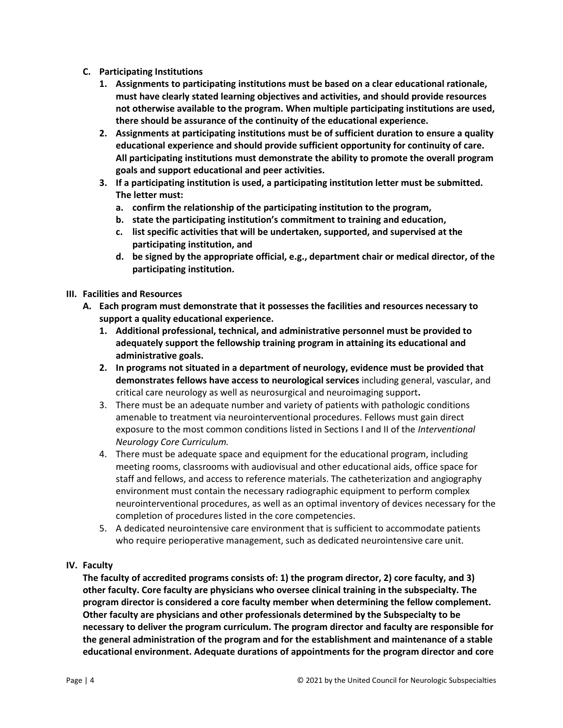**C. Participating Institutions**

1. **Assignments to participating institutions must be based on a clear educational rationale, must have clearly stated learning objectives and activities, and should provide resources not otherwise available to the program. When multiple participating institutions are used, there should be assurance of the continuity of the educational experience.**
2. **Assignments at participating institutions must be of sufficient duration to ensure a quality educational experience and should provide sufficient opportunity for continuity of care. All participating institutions must demonstrate the ability to promote the overall program goals and support educational and peer activities.**
3. **If a participating institution is used, a participating institution letter must be submitted. The letter must:**
   a. **confirm the relationship of the participating institution to the program,**
   b. **state the participating institution's commitment to training and education,**
   c. **list specific activities that will be undertaken, supported, and supervised at the participating institution, and**
   d. **be signed by the appropriate official, e.g., department chair or medical director, of the participating institution.**

**III. Facilities and Resources**

**A. Each program must demonstrate that it possesses the facilities and resources necessary to support a quality educational experience.**

1. **Additional professional, technical, and administrative personnel must be provided to adequately support the fellowship training program in attaining its educational and administrative goals.**
2. **In programs not situated in a department of neurology, evidence must be provided that demonstrates fellows have access to neurological services** including general, vascular, and critical care neurology as well as neurosurgical and neuroimaging support**.**
3. There must be an adequate number and variety of patients with pathologic conditions amenable to treatment via neurointerventional procedures. Fellows must gain direct exposure to the most common conditions listed in Sections I and II of the *Interventional Neurology Core Curriculum.*
4. There must be adequate space and equipment for the educational program, including meeting rooms, classrooms with audiovisual and other educational aids, office space for staff and fellows, and access to reference materials. The catheterization and angiography environment must contain the necessary radiographic equipment to perform complex neurointerventional procedures, as well as an optimal inventory of devices necessary for the completion of procedures listed in the core competencies.
5. A dedicated neurointensive care environment that is sufficient to accommodate patients who require perioperative management, such as dedicated neurointensive care unit.

**IV. Faculty**

**The faculty of accredited programs consists of: 1) the program director, 2) core faculty, and 3) other faculty. Core faculty are physicians who oversee clinical training in the subspecialty. The program director is considered a core faculty member when determining the fellow complement. Other faculty are physicians and other professionals determined by the Subspecialty to be necessary to deliver the program curriculum. The program director and faculty are responsible for the general administration of the program and for the establishment and maintenance of a stable educational environment. Adequate durations of appointments for the program director and core**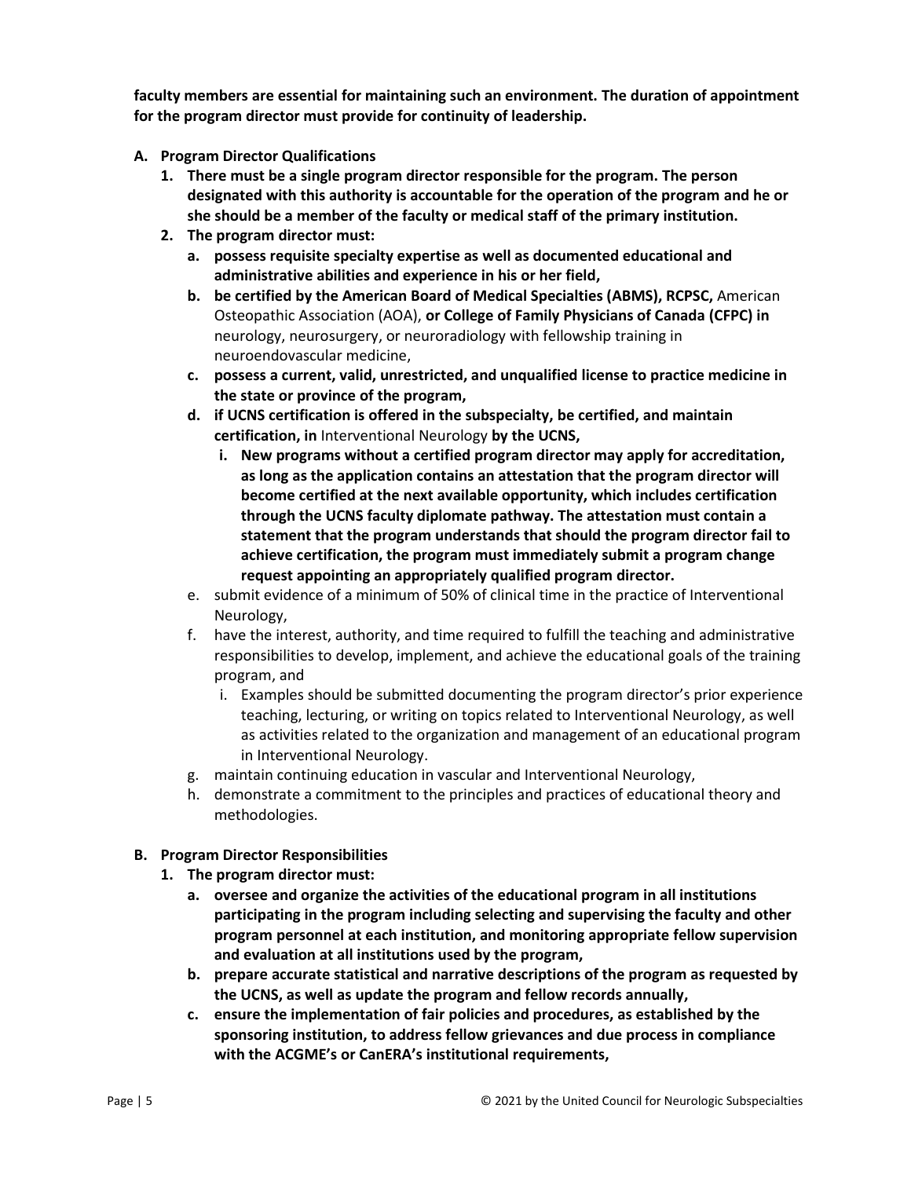**faculty members are essential for maintaining such an environment. The duration of appointment for the program director must provide for continuity of leadership.**

**A. Program Director Qualifications**

1. **There must be a single program director responsible for the program. The person designated with this authority is accountable for the operation of the program and he or she should be a member of the faculty or medical staff of the primary institution.**
2. **The program director must:**
   a. **possess requisite specialty expertise as well as documented educational and administrative abilities and experience in his or her field,**
   b. **be certified by the American Board of Medical Specialties (ABMS), RCPSC,** American Osteopathic Association (AOA), **or College of Family Physicians of Canada (CFPC) in** neurology, neurosurgery, or neuroradiology with fellowship training in neuroendovascular medicine,
   c. **possess a current, valid, unrestricted, and unqualified license to practice medicine in the state or province of the program,**
   d. **if UCNS certification is offered in the subspecialty, be certified, and maintain certification, in** Interventional Neurology **by the UCNS,**
      i. **New programs without a certified program director may apply for accreditation, as long as the application contains an attestation that the program director will become certified at the next available opportunity, which includes certification through the UCNS faculty diplomate pathway. The attestation must contain a statement that the program understands that should the program director fail to achieve certification, the program must immediately submit a program change request appointing an appropriately qualified program director.**
   e. submit evidence of a minimum of 50% of clinical time in the practice of Interventional Neurology,
   f. have the interest, authority, and time required to fulfill the teaching and administrative responsibilities to develop, implement, and achieve the educational goals of the training program, and
      i. Examples should be submitted documenting the program director's prior experience teaching, lecturing, or writing on topics related to Interventional Neurology, as well as activities related to the organization and management of an educational program in Interventional Neurology.
   g. maintain continuing education in vascular and Interventional Neurology,
   h. demonstrate a commitment to the principles and practices of educational theory and methodologies.

**B. Program Director Responsibilities**

1. **The program director must:**
   a. **oversee and organize the activities of the educational program in all institutions participating in the program including selecting and supervising the faculty and other program personnel at each institution, and monitoring appropriate fellow supervision and evaluation at all institutions used by the program,**
   b. **prepare accurate statistical and narrative descriptions of the program as requested by the UCNS, as well as update the program and fellow records annually,**
   c. **ensure the implementation of fair policies and procedures, as established by the sponsoring institution, to address fellow grievances and due process in compliance with the ACGME's or CanERA's institutional requirements,**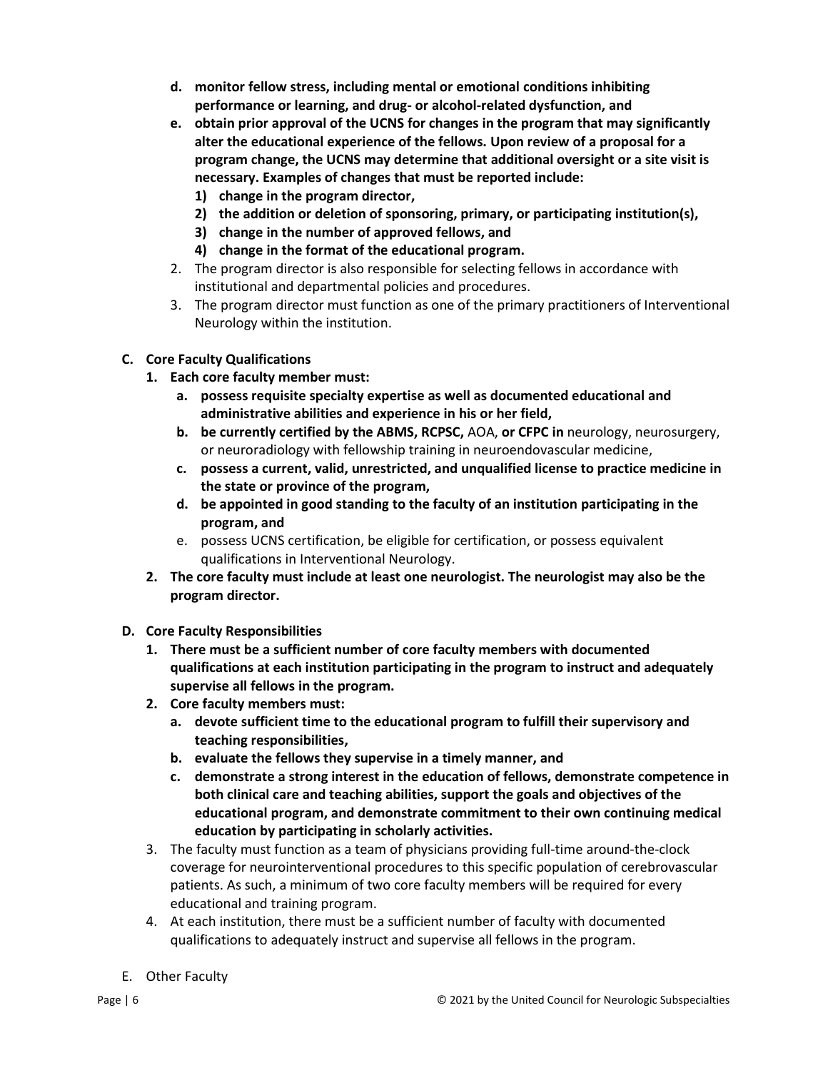- **d. monitor fellow stress, including mental or emotional conditions inhibiting performance or learning, and drug- or alcohol-related dysfunction, and**
   - **e. obtain prior approval of the UCNS for changes in the program that may significantly alter the educational experience of the fellows. Upon review of a proposal for a program change, the UCNS may determine that additional oversight or a site visit is necessary. Examples of changes that must be reported include:**
     - **1) change in the program director,**
     - **2) the addition or deletion of sponsoring, primary, or participating institution(s),**
     - **3) change in the number of approved fellows, and**
     - **4) change in the format of the educational program.**

2. The program director is also responsible for selecting fellows in accordance with institutional and departmental policies and procedures.
3. The program director must function as one of the primary practitioners of Interventional Neurology within the institution.

**C. Core Faculty Qualifications**

1. **Each core faculty member must:**
   - **a. possess requisite specialty expertise as well as documented educational and administrative abilities and experience in his or her field,**
   - **b. be currently certified by the ABMS, RCPSC,** AOA, **or CFPC in** neurology, neurosurgery, or neuroradiology with fellowship training in neuroendovascular medicine,
   - **c. possess a current, valid, unrestricted, and unqualified license to practice medicine in the state or province of the program,**
   - **d. be appointed in good standing to the faculty of an institution participating in the program, and**
   - e. possess UCNS certification, be eligible for certification, or possess equivalent qualifications in Interventional Neurology.
2. **The core faculty must include at least one neurologist. The neurologist may also be the program director.**

**D. Core Faculty Responsibilities**

1. **There must be a sufficient number of core faculty members with documented qualifications at each institution participating in the program to instruct and adequately supervise all fellows in the program.**
2. **Core faculty members must:**
   - **a. devote sufficient time to the educational program to fulfill their supervisory and teaching responsibilities,**
   - **b. evaluate the fellows they supervise in a timely manner, and**
   - **c. demonstrate a strong interest in the education of fellows, demonstrate competence in both clinical care and teaching abilities, support the goals and objectives of the educational program, and demonstrate commitment to their own continuing medical education by participating in scholarly activities.**
3. The faculty must function as a team of physicians providing full-time around-the-clock coverage for neurointerventional procedures to this specific population of cerebrovascular patients. As such, a minimum of two core faculty members will be required for every educational and training program.
4. At each institution, there must be a sufficient number of faculty with documented qualifications to adequately instruct and supervise all fellows in the program.

E. Other Faculty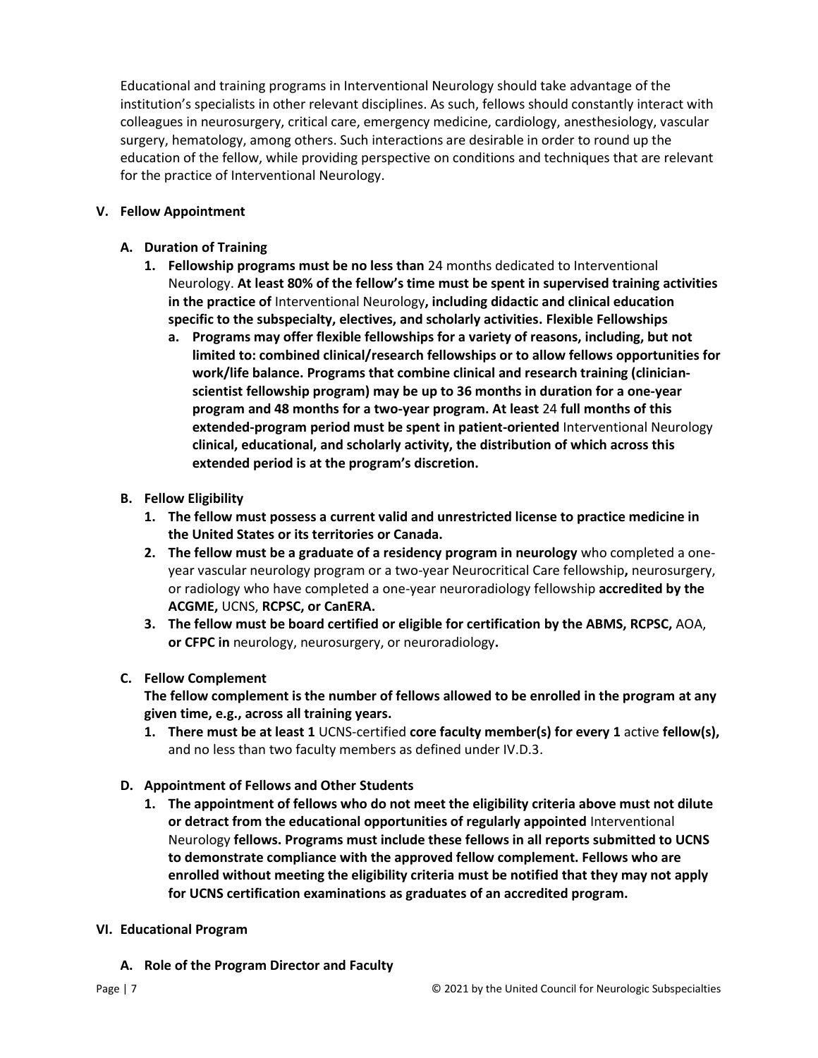Educational and training programs in Interventional Neurology should take advantage of the institution's specialists in other relevant disciplines. As such, fellows should constantly interact with colleagues in neurosurgery, critical care, emergency medicine, cardiology, anesthesiology, vascular surgery, hematology, among others. Such interactions are desirable in order to round up the education of the fellow, while providing perspective on conditions and techniques that are relevant for the practice of Interventional Neurology.

## V. Fellow Appointment

### A. Duration of Training

1. **Fellowship programs must be no less than** 24 months dedicated to Interventional Neurology. **At least 80% of the fellow's time must be spent in supervised training activities in the practice of** Interventional Neurology**, including didactic and clinical education specific to the subspecialty, electives, and scholarly activities. Flexible Fellowships**
   a. **Programs may offer flexible fellowships for a variety of reasons, including, but not limited to: combined clinical/research fellowships or to allow fellows opportunities for work/life balance. Programs that combine clinical and research training (clinician-scientist fellowship program) may be up to 36 months in duration for a one-year program and 48 months for a two-year program. At least** 24 **full months of this extended-program period must be spent in patient-oriented** Interventional Neurology **clinical, educational, and scholarly activity, the distribution of which across this extended period is at the program's discretion.**

### B. Fellow Eligibility

1. **The fellow must possess a current valid and unrestricted license to practice medicine in the United States or its territories or Canada.**
2. **The fellow must be a graduate of a residency program in neurology** who completed a one-year vascular neurology program or a two-year Neurocritical Care fellowship**,** neurosurgery, or radiology who have completed a one-year neuroradiology fellowship **accredited by the ACGME,** UCNS, **RCPSC, or CanERA.**
3. **The fellow must be board certified or eligible for certification by the ABMS, RCPSC,** AOA, **or CFPC in** neurology, neurosurgery, or neuroradiology**.**

### C. Fellow Complement

**The fellow complement is the number of fellows allowed to be enrolled in the program at any given time, e.g., across all training years.**

1. **There must be at least 1** UCNS-certified **core faculty member(s) for every 1** active **fellow(s),** and no less than two faculty members as defined under IV.D.3.

### D. Appointment of Fellows and Other Students

1. **The appointment of fellows who do not meet the eligibility criteria above must not dilute or detract from the educational opportunities of regularly appointed** Interventional Neurology **fellows. Programs must include these fellows in all reports submitted to UCNS to demonstrate compliance with the approved fellow complement. Fellows who are enrolled without meeting the eligibility criteria must be notified that they may not apply for UCNS certification examinations as graduates of an accredited program.**

## VI. Educational Program

### A. Role of the Program Director and Faculty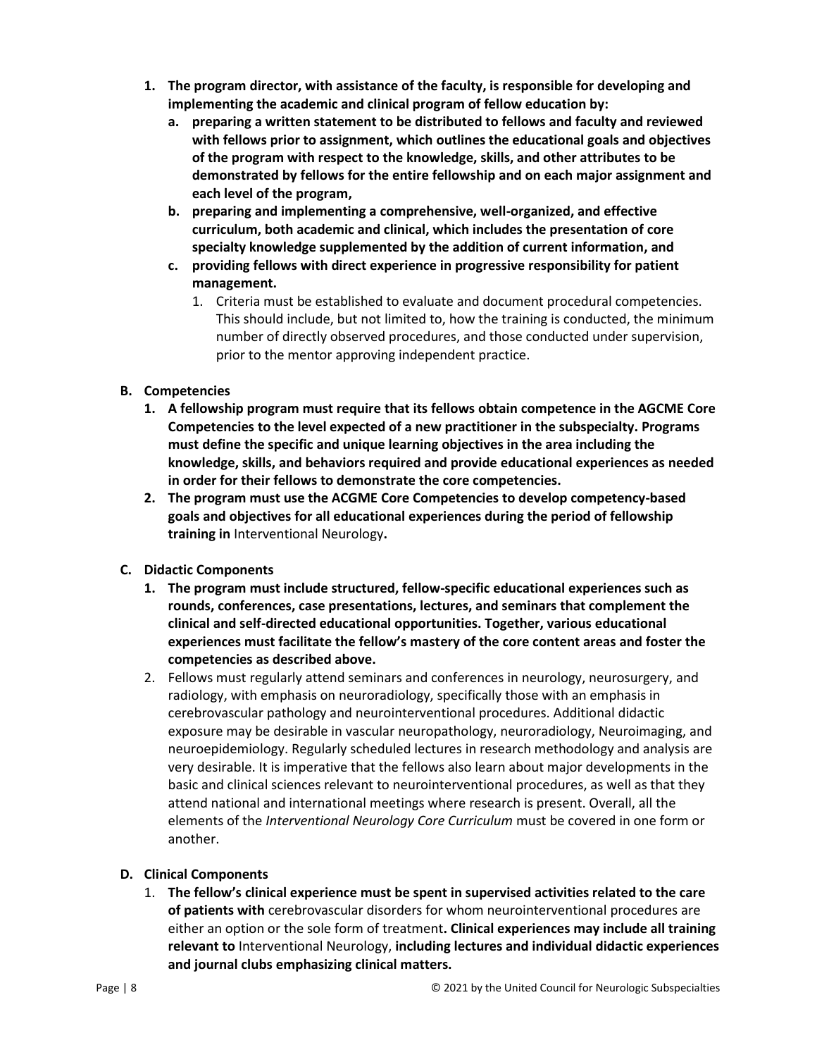1. **The program director, with assistance of the faculty, is responsible for developing and implementing the academic and clinical program of fellow education by:**
   a. **preparing a written statement to be distributed to fellows and faculty and reviewed with fellows prior to assignment, which outlines the educational goals and objectives of the program with respect to the knowledge, skills, and other attributes to be demonstrated by fellows for the entire fellowship and on each major assignment and each level of the program,**
   b. **preparing and implementing a comprehensive, well-organized, and effective curriculum, both academic and clinical, which includes the presentation of core specialty knowledge supplemented by the addition of current information, and**
   c. **providing fellows with direct experience in progressive responsibility for patient management.**
      1. Criteria must be established to evaluate and document procedural competencies. This should include, but not limited to, how the training is conducted, the minimum number of directly observed procedures, and those conducted under supervision, prior to the mentor approving independent practice.

**B. Competencies**

1. **A fellowship program must require that its fellows obtain competence in the AGCME Core Competencies to the level expected of a new practitioner in the subspecialty. Programs must define the specific and unique learning objectives in the area including the knowledge, skills, and behaviors required and provide educational experiences as needed in order for their fellows to demonstrate the core competencies.**
2. **The program must use the ACGME Core Competencies to develop competency-based goals and objectives for all educational experiences during the period of fellowship training in** Interventional Neurology**.**

**C. Didactic Components**

1. **The program must include structured, fellow-specific educational experiences such as rounds, conferences, case presentations, lectures, and seminars that complement the clinical and self-directed educational opportunities. Together, various educational experiences must facilitate the fellow's mastery of the core content areas and foster the competencies as described above.**
2. Fellows must regularly attend seminars and conferences in neurology, neurosurgery, and radiology, with emphasis on neuroradiology, specifically those with an emphasis in cerebrovascular pathology and neurointerventional procedures. Additional didactic exposure may be desirable in vascular neuropathology, neuroradiology, Neuroimaging, and neuroepidemiology. Regularly scheduled lectures in research methodology and analysis are very desirable. It is imperative that the fellows also learn about major developments in the basic and clinical sciences relevant to neurointerventional procedures, as well as that they attend national and international meetings where research is present. Overall, all the elements of the *Interventional Neurology Core Curriculum* must be covered in one form or another.

**D. Clinical Components**

1. **The fellow's clinical experience must be spent in supervised activities related to the care of patients with** cerebrovascular disorders for whom neurointerventional procedures are either an option or the sole form of treatment**. Clinical experiences may include all training relevant to** Interventional Neurology, **including lectures and individual didactic experiences and journal clubs emphasizing clinical matters.**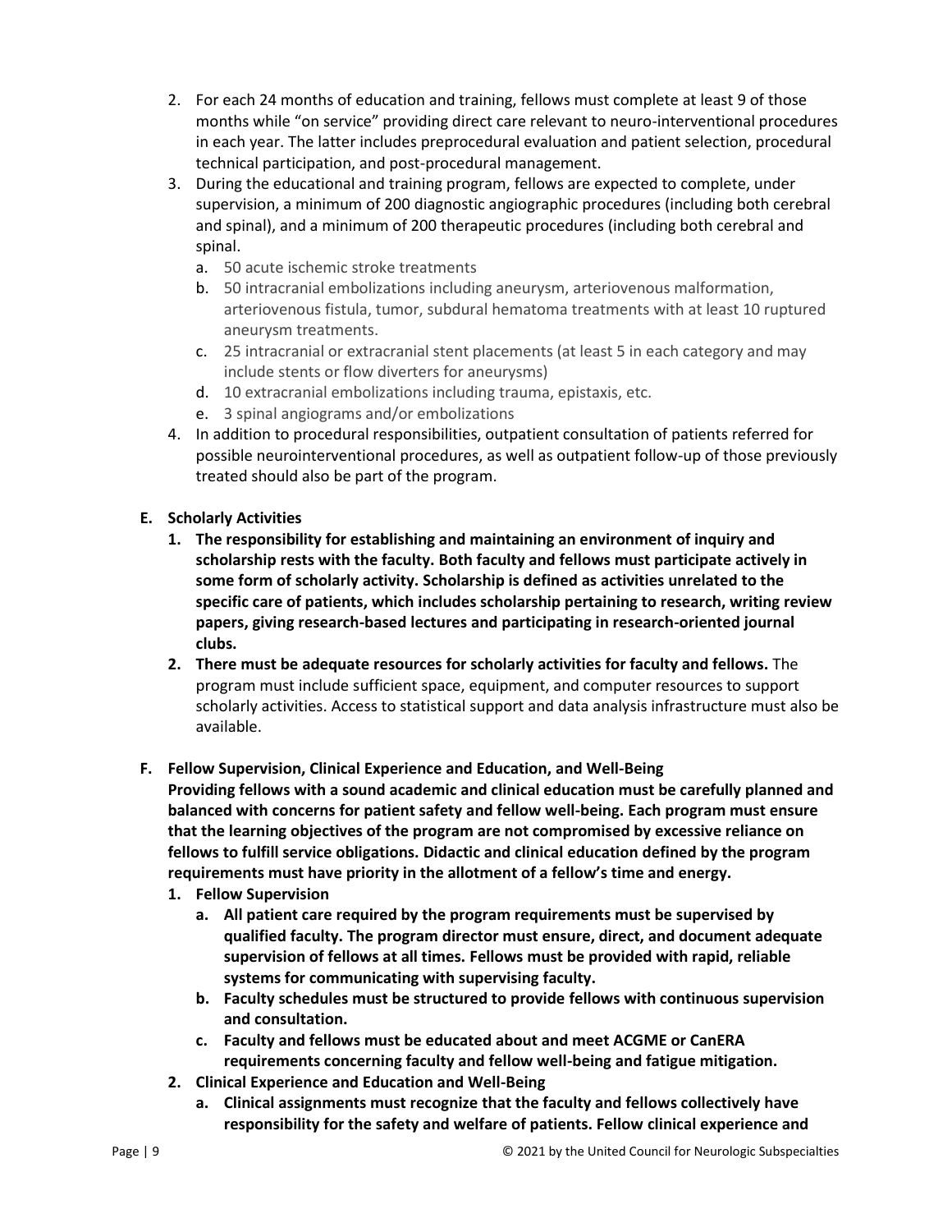2. For each 24 months of education and training, fellows must complete at least 9 of those months while "on service" providing direct care relevant to neuro-interventional procedures in each year. The latter includes preprocedural evaluation and patient selection, procedural technical participation, and post-procedural management.
3. During the educational and training program, fellows are expected to complete, under supervision, a minimum of 200 diagnostic angiographic procedures (including both cerebral and spinal), and a minimum of 200 therapeutic procedures (including both cerebral and spinal.
   a. 50 acute ischemic stroke treatments
   b. 50 intracranial embolizations including aneurysm, arteriovenous malformation, arteriovenous fistula, tumor, subdural hematoma treatments with at least 10 ruptured aneurysm treatments.
   c. 25 intracranial or extracranial stent placements (at least 5 in each category and may include stents or flow diverters for aneurysms)
   d. 10 extracranial embolizations including trauma, epistaxis, etc.
   e. 3 spinal angiograms and/or embolizations
4. In addition to procedural responsibilities, outpatient consultation of patients referred for possible neurointerventional procedures, as well as outpatient follow-up of those previously treated should also be part of the program.

**E. Scholarly Activities**

1. **The responsibility for establishing and maintaining an environment of inquiry and scholarship rests with the faculty. Both faculty and fellows must participate actively in some form of scholarly activity. Scholarship is defined as activities unrelated to the specific care of patients, which includes scholarship pertaining to research, writing review papers, giving research-based lectures and participating in research-oriented journal clubs.**
2. **There must be adequate resources for scholarly activities for faculty and fellows.** The program must include sufficient space, equipment, and computer resources to support scholarly activities. Access to statistical support and data analysis infrastructure must also be available.

**F. Fellow Supervision, Clinical Experience and Education, and Well-Being**

**Providing fellows with a sound academic and clinical education must be carefully planned and balanced with concerns for patient safety and fellow well-being. Each program must ensure that the learning objectives of the program are not compromised by excessive reliance on fellows to fulfill service obligations. Didactic and clinical education defined by the program requirements must have priority in the allotment of a fellow's time and energy.**

1. **Fellow Supervision**
   a. **All patient care required by the program requirements must be supervised by qualified faculty. The program director must ensure, direct, and document adequate supervision of fellows at all times. Fellows must be provided with rapid, reliable systems for communicating with supervising faculty.**
   b. **Faculty schedules must be structured to provide fellows with continuous supervision and consultation.**
   c. **Faculty and fellows must be educated about and meet ACGME or CanERA requirements concerning faculty and fellow well-being and fatigue mitigation.**
2. **Clinical Experience and Education and Well-Being**
   a. **Clinical assignments must recognize that the faculty and fellows collectively have responsibility for the safety and welfare of patients. Fellow clinical experience and**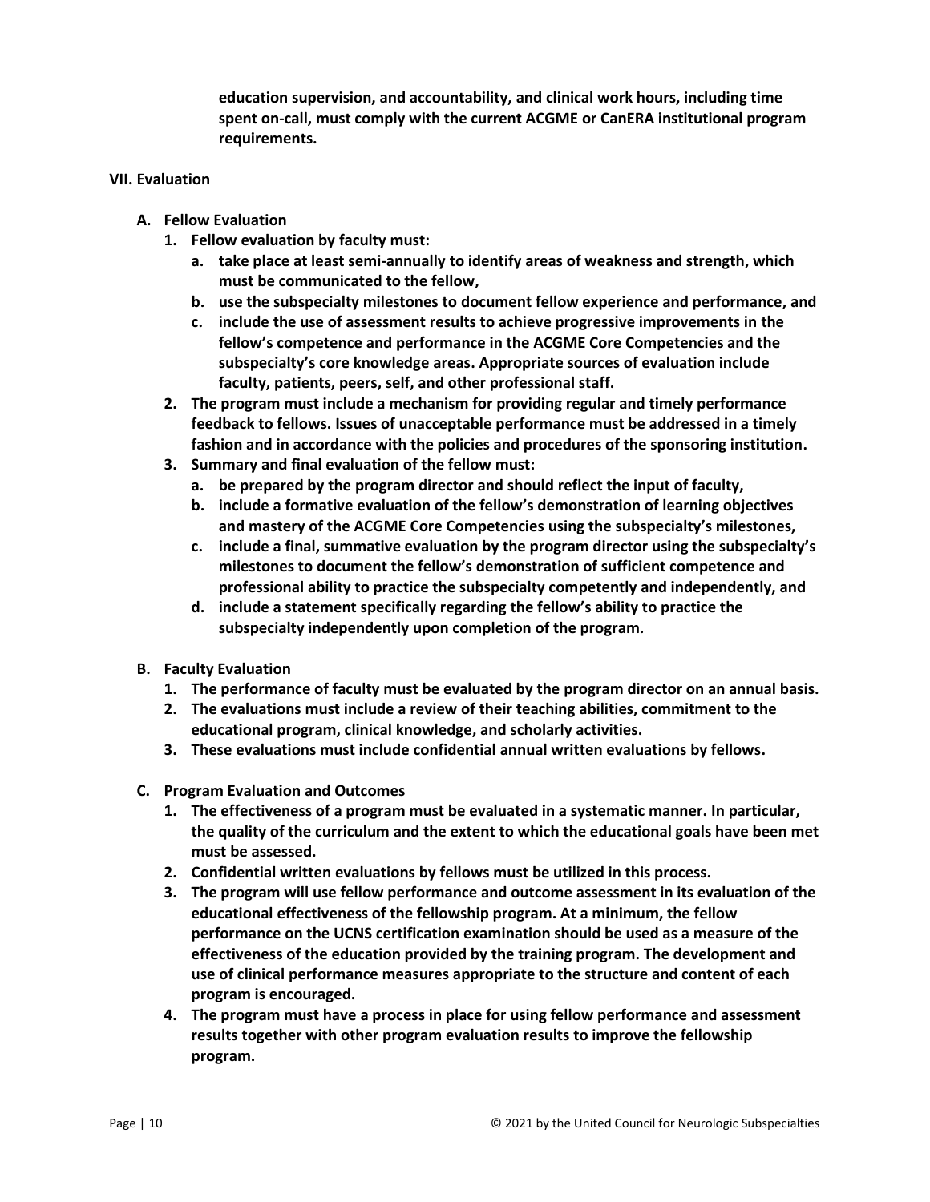**education supervision, and accountability, and clinical work hours, including time spent on-call, must comply with the current ACGME or CanERA institutional program requirements.**

## VII. Evaluation

### A. Fellow Evaluation

1. **Fellow evaluation by faculty must:**
   a. **take place at least semi-annually to identify areas of weakness and strength, which must be communicated to the fellow,**
   b. **use the subspecialty milestones to document fellow experience and performance, and**
   c. **include the use of assessment results to achieve progressive improvements in the fellow's competence and performance in the ACGME Core Competencies and the subspecialty's core knowledge areas. Appropriate sources of evaluation include faculty, patients, peers, self, and other professional staff.**
2. **The program must include a mechanism for providing regular and timely performance feedback to fellows. Issues of unacceptable performance must be addressed in a timely fashion and in accordance with the policies and procedures of the sponsoring institution.**
3. **Summary and final evaluation of the fellow must:**
   a. **be prepared by the program director and should reflect the input of faculty,**
   b. **include a formative evaluation of the fellow's demonstration of learning objectives and mastery of the ACGME Core Competencies using the subspecialty's milestones,**
   c. **include a final, summative evaluation by the program director using the subspecialty's milestones to document the fellow's demonstration of sufficient competence and professional ability to practice the subspecialty competently and independently, and**
   d. **include a statement specifically regarding the fellow's ability to practice the subspecialty independently upon completion of the program.**

### B. Faculty Evaluation

1. **The performance of faculty must be evaluated by the program director on an annual basis.**
2. **The evaluations must include a review of their teaching abilities, commitment to the educational program, clinical knowledge, and scholarly activities.**
3. **These evaluations must include confidential annual written evaluations by fellows.**

### C. Program Evaluation and Outcomes

1. **The effectiveness of a program must be evaluated in a systematic manner. In particular, the quality of the curriculum and the extent to which the educational goals have been met must be assessed.**
2. **Confidential written evaluations by fellows must be utilized in this process.**
3. **The program will use fellow performance and outcome assessment in its evaluation of the educational effectiveness of the fellowship program. At a minimum, the fellow performance on the UCNS certification examination should be used as a measure of the effectiveness of the education provided by the training program. The development and use of clinical performance measures appropriate to the structure and content of each program is encouraged.**
4. **The program must have a process in place for using fellow performance and assessment results together with other program evaluation results to improve the fellowship program.**